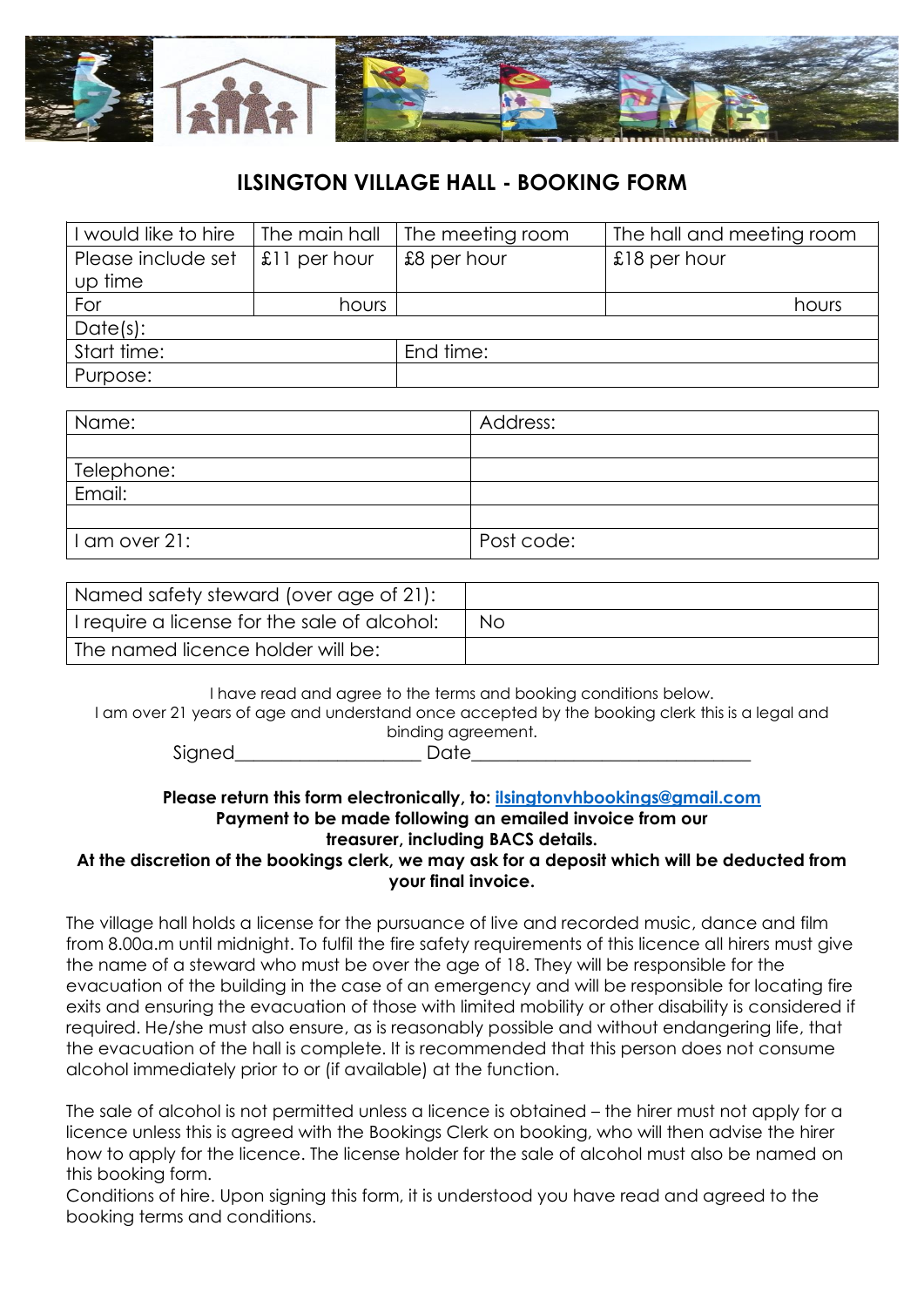# ILSINGTON VILLAGE HALL - BOOKING FORM

| I would like to hire | The main hall | The meeting room | The hall and meeting room |
|---|---|---|---|
| Please include set up time | £11 per hour | £8 per hour | £18 per hour |
| For | hours | | hours |
| Date(s): | | | |
| Start time: | | End time: | |
| Purpose: | | | |

| Name: | Address: |
|---|---|
| | |
| Telephone: | |
| Email: | |
| | |
| I am over 21: | Post code: |

| Named safety steward (over age of 21): | |
|---|---|
| I require a license for the sale of alcohol: | No |
| The named licence holder will be: | |

I have read and agree to the terms and booking conditions below.
I am over 21 years of age and understand once accepted by the booking clerk this is a legal and binding agreement.

Signed____________________ Date______________________________

**Please return this form electronically, to: ilsingtonvhbookings@gmail.com**
**Payment to be made following an emailed invoice from our treasurer, including BACS details.**
**At the discretion of the bookings clerk, we may ask for a deposit which will be deducted from your final invoice.**

The village hall holds a license for the pursuance of live and recorded music, dance and film from 8.00a.m until midnight. To fulfil the fire safety requirements of this licence all hirers must give the name of a steward who must be over the age of 18. They will be responsible for the evacuation of the building in the case of an emergency and will be responsible for locating fire exits and ensuring the evacuation of those with limited mobility or other disability is considered if required. He/she must also ensure, as is reasonably possible and without endangering life, that the evacuation of the hall is complete. It is recommended that this person does not consume alcohol immediately prior to or (if available) at the function.

The sale of alcohol is not permitted unless a licence is obtained – the hirer must not apply for a licence unless this is agreed with the Bookings Clerk on booking, who will then advise the hirer how to apply for the licence. The license holder for the sale of alcohol must also be named on this booking form.
Conditions of hire. Upon signing this form, it is understood you have read and agreed to the booking terms and conditions.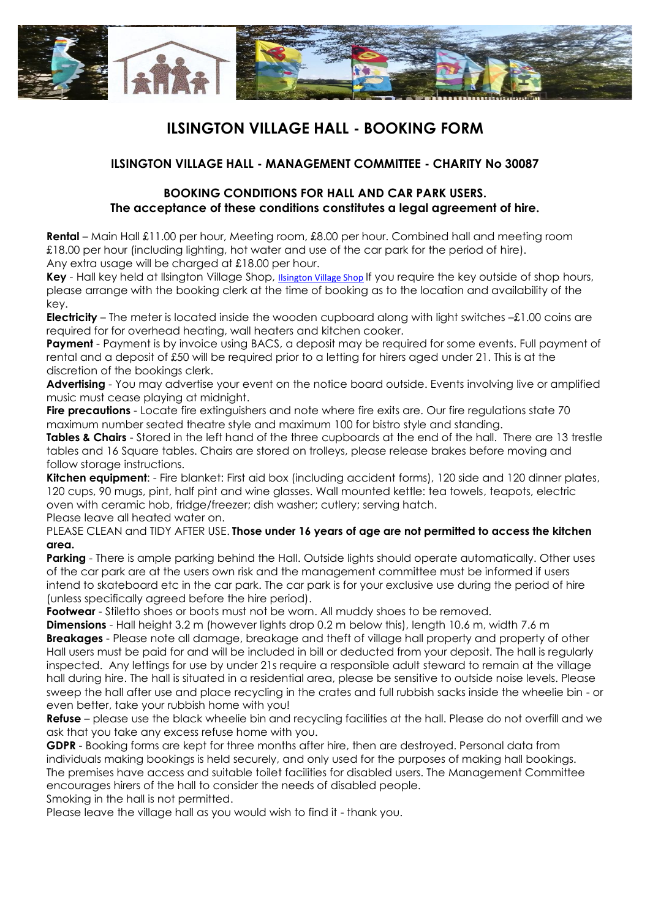# ILSINGTON VILLAGE HALL - BOOKING FORM

### ILSINGTON VILLAGE HALL - MANAGEMENT COMMITTEE - CHARITY No 30087

### BOOKING CONDITIONS FOR HALL AND CAR PARK USERS.
### The acceptance of these conditions constitutes a legal agreement of hire.

**Rental** – Main Hall £11.00 per hour, Meeting room, £8.00 per hour. Combined hall and meeting room £18.00 per hour (including lighting, hot water and use of the car park for the period of hire). Any extra usage will be charged at £18.00 per hour.

**Key** - Hall key held at Ilsington Village Shop, Ilsington Village Shop If you require the key outside of shop hours, please arrange with the booking clerk at the time of booking as to the location and availability of the key.

**Electricity** – The meter is located inside the wooden cupboard along with light switches –£1.00 coins are required for for overhead heating, wall heaters and kitchen cooker.

**Payment** - Payment is by invoice using BACS, a deposit may be required for some events. Full payment of rental and a deposit of £50 will be required prior to a letting for hirers aged under 21. This is at the discretion of the bookings clerk.

**Advertising** - You may advertise your event on the notice board outside. Events involving live or amplified music must cease playing at midnight.

**Fire precautions** - Locate fire extinguishers and note where fire exits are. Our fire regulations state 70 maximum number seated theatre style and maximum 100 for bistro style and standing.

**Tables & Chairs** - Stored in the left hand of the three cupboards at the end of the hall. There are 13 trestle tables and 16 Square tables. Chairs are stored on trolleys, please release brakes before moving and follow storage instructions.

**Kitchen equipment**: - Fire blanket: First aid box (including accident forms), 120 side and 120 dinner plates, 120 cups, 90 mugs, pint, half pint and wine glasses. Wall mounted kettle: tea towels, teapots, electric oven with ceramic hob, fridge/freezer; dish washer; cutlery; serving hatch.
Please leave all heated water on.

PLEASE CLEAN and TIDY AFTER USE. **Those under 16 years of age are not permitted to access the kitchen area.**

**Parking** - There is ample parking behind the Hall. Outside lights should operate automatically. Other uses of the car park are at the users own risk and the management committee must be informed if users intend to skateboard etc in the car park. The car park is for your exclusive use during the period of hire (unless specifically agreed before the hire period).

**Footwear** - Stiletto shoes or boots must not be worn. All muddy shoes to be removed.

**Dimensions** - Hall height 3.2 m (however lights drop 0.2 m below this), length 10.6 m, width 7.6 m

**Breakages** - Please note all damage, breakage and theft of village hall property and property of other Hall users must be paid for and will be included in bill or deducted from your deposit. The hall is regularly inspected. Any lettings for use by under 21s require a responsible adult steward to remain at the village hall during hire. The hall is situated in a residential area, please be sensitive to outside noise levels. Please sweep the hall after use and place recycling in the crates and full rubbish sacks inside the wheelie bin - or even better, take your rubbish home with you!

**Refuse** – please use the black wheelie bin and recycling facilities at the hall. Please do not overfill and we ask that you take any excess refuse home with you.

**GDPR** - Booking forms are kept for three months after hire, then are destroyed. Personal data from individuals making bookings is held securely, and only used for the purposes of making hall bookings.
The premises have access and suitable toilet facilities for disabled users. The Management Committee encourages hirers of the hall to consider the needs of disabled people.
Smoking in the hall is not permitted.
Please leave the village hall as you would wish to find it - thank you.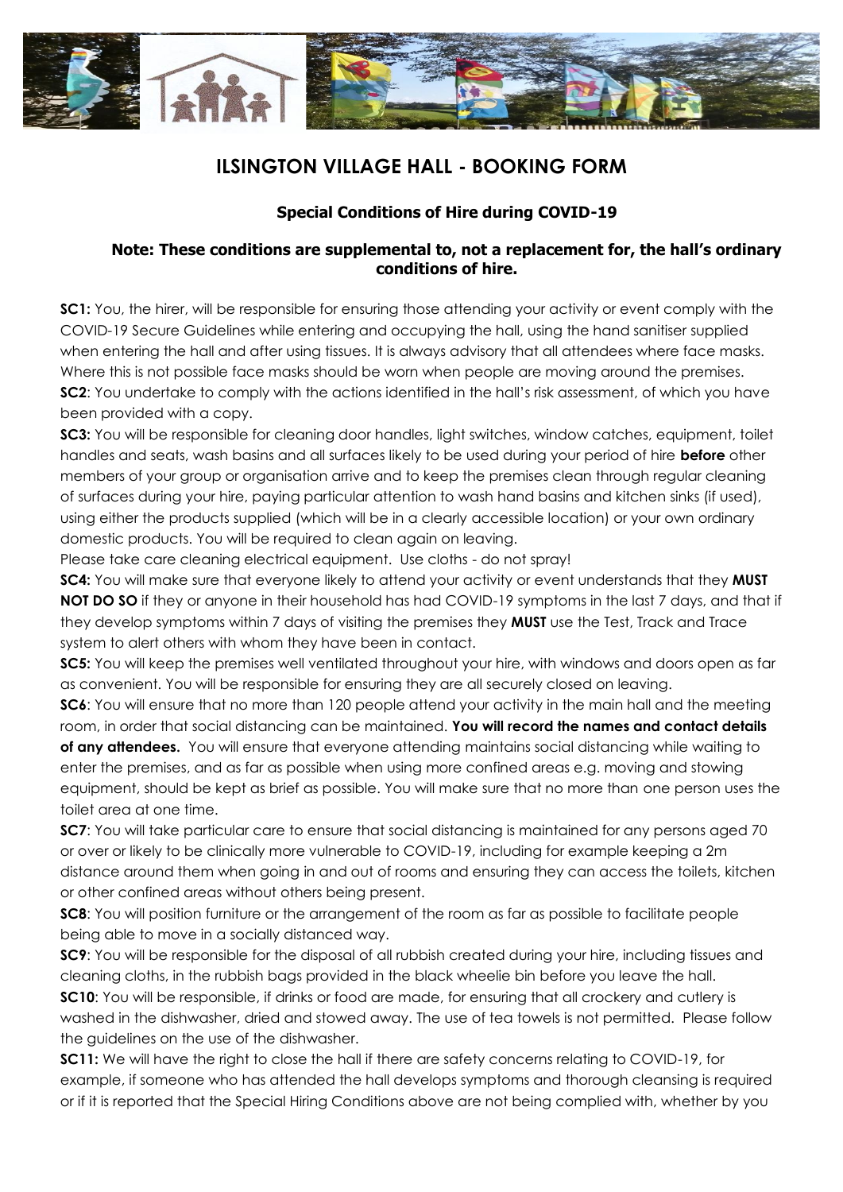# ILSINGTON VILLAGE HALL - BOOKING FORM

### Special Conditions of Hire during COVID-19

### Note: These conditions are supplemental to, not a replacement for, the hall's ordinary conditions of hire.

**SC1:** You, the hirer, will be responsible for ensuring those attending your activity or event comply with the COVID-19 Secure Guidelines while entering and occupying the hall, using the hand sanitiser supplied when entering the hall and after using tissues. It is always advisory that all attendees where face masks. Where this is not possible face masks should be worn when people are moving around the premises.

**SC2**: You undertake to comply with the actions identified in the hall's risk assessment, of which you have been provided with a copy.

**SC3:** You will be responsible for cleaning door handles, light switches, window catches, equipment, toilet handles and seats, wash basins and all surfaces likely to be used during your period of hire **before** other members of your group or organisation arrive and to keep the premises clean through regular cleaning of surfaces during your hire, paying particular attention to wash hand basins and kitchen sinks (if used), using either the products supplied (which will be in a clearly accessible location) or your own ordinary domestic products. You will be required to clean again on leaving.

Please take care cleaning electrical equipment. Use cloths - do not spray!

**SC4:** You will make sure that everyone likely to attend your activity or event understands that they **MUST NOT DO SO** if they or anyone in their household has had COVID-19 symptoms in the last 7 days, and that if they develop symptoms within 7 days of visiting the premises they **MUST** use the Test, Track and Trace system to alert others with whom they have been in contact.

**SC5:** You will keep the premises well ventilated throughout your hire, with windows and doors open as far as convenient. You will be responsible for ensuring they are all securely closed on leaving.

**SC6**: You will ensure that no more than 120 people attend your activity in the main hall and the meeting room, in order that social distancing can be maintained. **You will record the names and contact details of any attendees.** You will ensure that everyone attending maintains social distancing while waiting to enter the premises, and as far as possible when using more confined areas e.g. moving and stowing equipment, should be kept as brief as possible. You will make sure that no more than one person uses the toilet area at one time.

**SC7**: You will take particular care to ensure that social distancing is maintained for any persons aged 70 or over or likely to be clinically more vulnerable to COVID-19, including for example keeping a 2m distance around them when going in and out of rooms and ensuring they can access the toilets, kitchen or other confined areas without others being present.

**SC8**: You will position furniture or the arrangement of the room as far as possible to facilitate people being able to move in a socially distanced way.

**SC9**: You will be responsible for the disposal of all rubbish created during your hire, including tissues and cleaning cloths, in the rubbish bags provided in the black wheelie bin before you leave the hall.

**SC10**: You will be responsible, if drinks or food are made, for ensuring that all crockery and cutlery is washed in the dishwasher, dried and stowed away. The use of tea towels is not permitted. Please follow the guidelines on the use of the dishwasher.

**SC11:** We will have the right to close the hall if there are safety concerns relating to COVID-19, for example, if someone who has attended the hall develops symptoms and thorough cleansing is required or if it is reported that the Special Hiring Conditions above are not being complied with, whether by you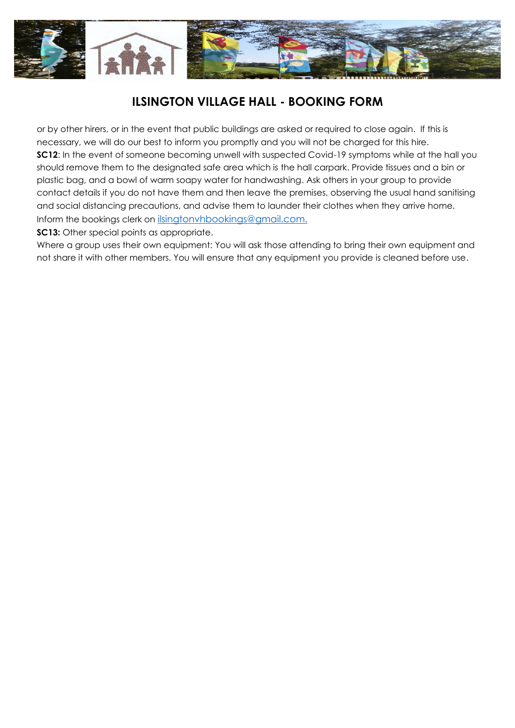# ILSINGTON VILLAGE HALL - BOOKING FORM

or by other hirers, or in the event that public buildings are asked or required to close again. If this is necessary, we will do our best to inform you promptly and you will not be charged for this hire.

**SC12**: In the event of someone becoming unwell with suspected Covid-19 symptoms while at the hall you should remove them to the designated safe area which is the hall carpark. Provide tissues and a bin or plastic bag, and a bowl of warm soapy water for handwashing. Ask others in your group to provide contact details if you do not have them and then leave the premises, observing the usual hand sanitising and social distancing precautions, and advise them to launder their clothes when they arrive home. Inform the bookings clerk on ilsingtonvhbookings@gmail.com.

**SC13:** Other special points as appropriate.

Where a group uses their own equipment: You will ask those attending to bring their own equipment and not share it with other members. You will ensure that any equipment you provide is cleaned before use.